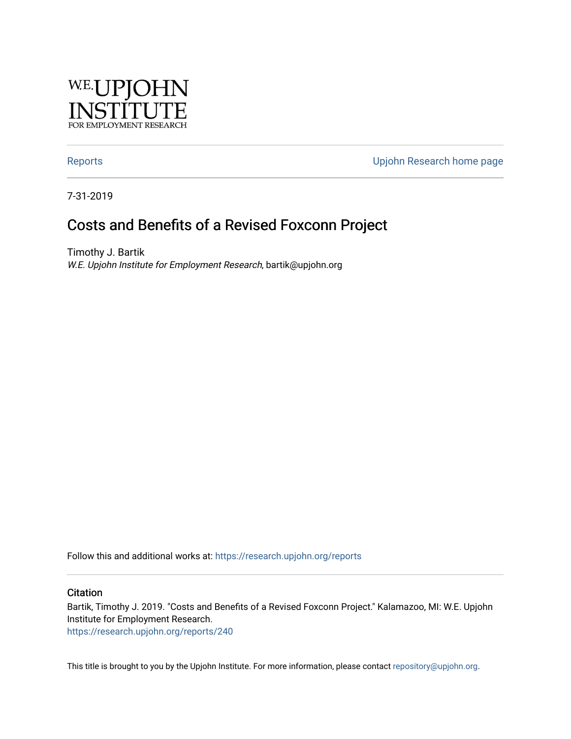W.E. UPJOHN INSTITUTE FOR EMPLOYMENT RESEARCH

Reports | Upjohn Research home page

7-31-2019

# Costs and Benefits of a Revised Foxconn Project

Timothy J. Bartik
*W.E. Upjohn Institute for Employment Research*, bartik@upjohn.org

Follow this and additional works at: https://research.upjohn.org/reports

## Citation

Bartik, Timothy J. 2019. "Costs and Benefits of a Revised Foxconn Project." Kalamazoo, MI: W.E. Upjohn Institute for Employment Research.
https://research.upjohn.org/reports/240

This title is brought to you by the Upjohn Institute. For more information, please contact repository@upjohn.org.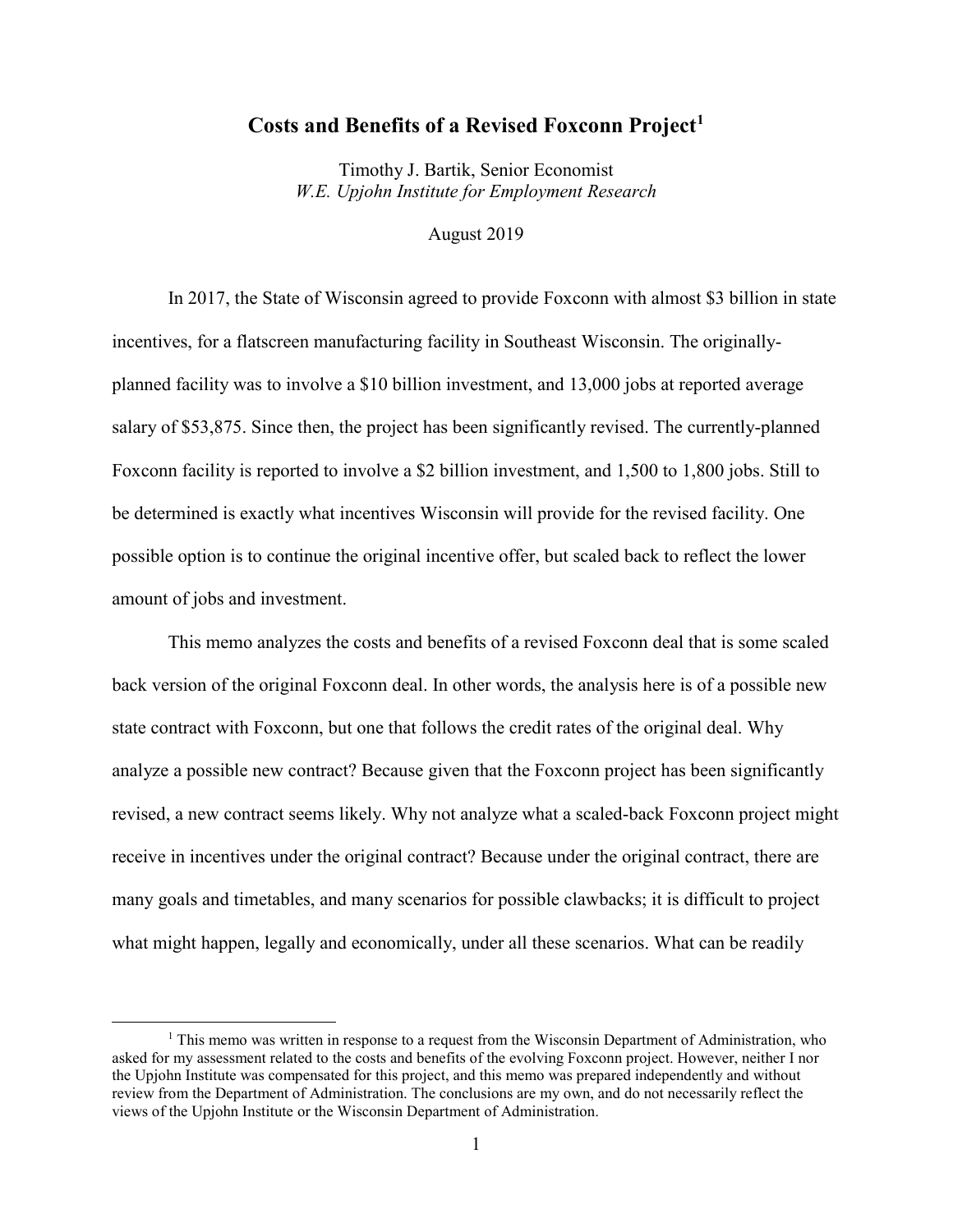# Costs and Benefits of a Revised Foxconn Project[1]

Timothy J. Bartik, Senior Economist
*W.E. Upjohn Institute for Employment Research*

August 2019

In 2017, the State of Wisconsin agreed to provide Foxconn with almost $3 billion in state incentives, for a flatscreen manufacturing facility in Southeast Wisconsin. The originally-planned facility was to involve a $10 billion investment, and 13,000 jobs at reported average salary of $53,875. Since then, the project has been significantly revised. The currently-planned Foxconn facility is reported to involve a $2 billion investment, and 1,500 to 1,800 jobs. Still to be determined is exactly what incentives Wisconsin will provide for the revised facility. One possible option is to continue the original incentive offer, but scaled back to reflect the lower amount of jobs and investment.

This memo analyzes the costs and benefits of a revised Foxconn deal that is some scaled back version of the original Foxconn deal. In other words, the analysis here is of a possible new state contract with Foxconn, but one that follows the credit rates of the original deal. Why analyze a possible new contract? Because given that the Foxconn project has been significantly revised, a new contract seems likely. Why not analyze what a scaled-back Foxconn project might receive in incentives under the original contract? Because under the original contract, there are many goals and timetables, and many scenarios for possible clawbacks; it is difficult to project what might happen, legally and economically, under all these scenarios. What can be readily

[1] This memo was written in response to a request from the Wisconsin Department of Administration, who asked for my assessment related to the costs and benefits of the evolving Foxconn project. However, neither I nor the Upjohn Institute was compensated for this project, and this memo was prepared independently and without review from the Department of Administration. The conclusions are my own, and do not necessarily reflect the views of the Upjohn Institute or the Wisconsin Department of Administration.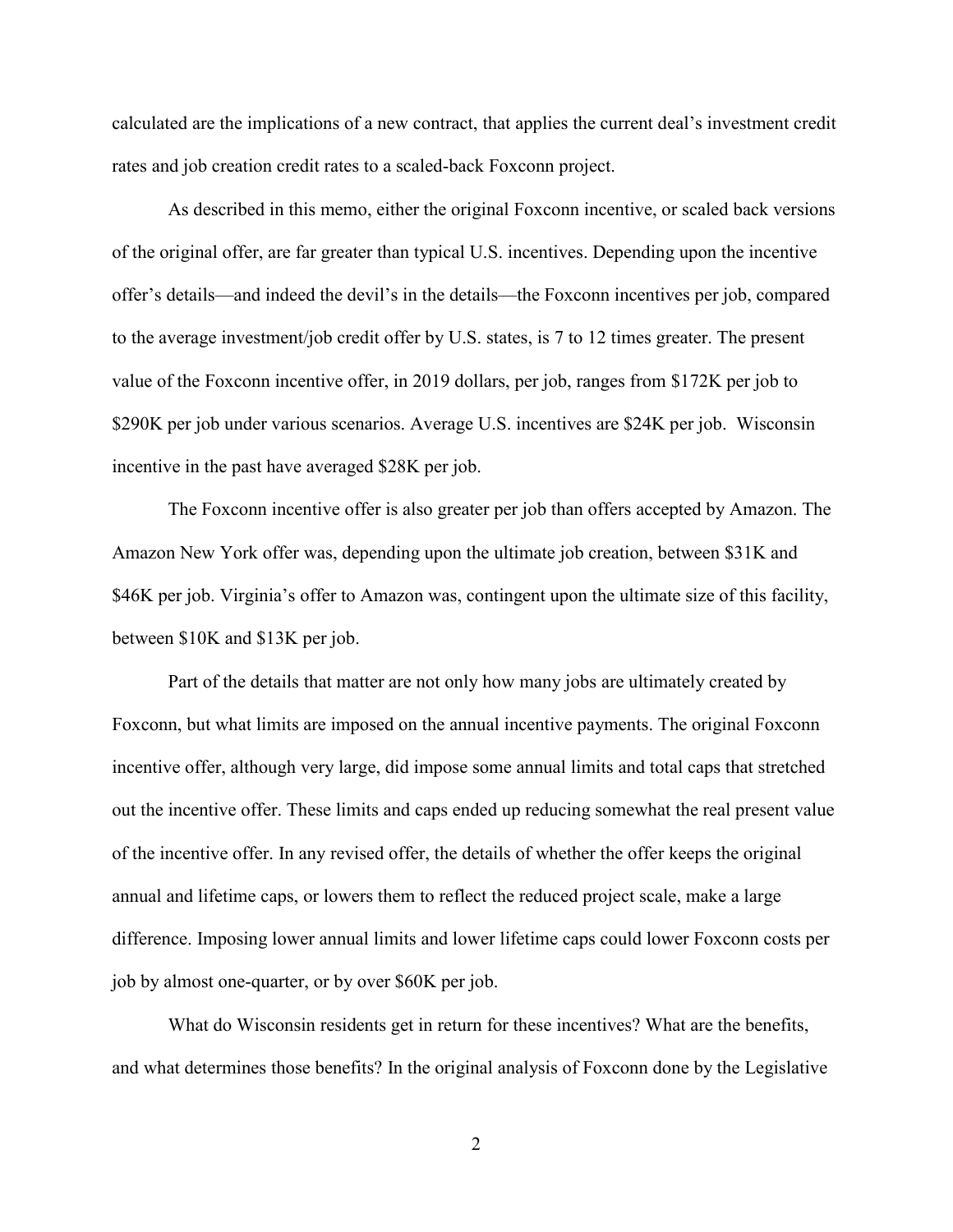calculated are the implications of a new contract, that applies the current deal's investment credit rates and job creation credit rates to a scaled-back Foxconn project.

As described in this memo, either the original Foxconn incentive, or scaled back versions of the original offer, are far greater than typical U.S. incentives. Depending upon the incentive offer's details—and indeed the devil's in the details—the Foxconn incentives per job, compared to the average investment/job credit offer by U.S. states, is 7 to 12 times greater. The present value of the Foxconn incentive offer, in 2019 dollars, per job, ranges from $172K per job to $290K per job under various scenarios. Average U.S. incentives are $24K per job. Wisconsin incentive in the past have averaged $28K per job.

The Foxconn incentive offer is also greater per job than offers accepted by Amazon. The Amazon New York offer was, depending upon the ultimate job creation, between $31K and $46K per job. Virginia's offer to Amazon was, contingent upon the ultimate size of this facility, between $10K and $13K per job.

Part of the details that matter are not only how many jobs are ultimately created by Foxconn, but what limits are imposed on the annual incentive payments. The original Foxconn incentive offer, although very large, did impose some annual limits and total caps that stretched out the incentive offer. These limits and caps ended up reducing somewhat the real present value of the incentive offer. In any revised offer, the details of whether the offer keeps the original annual and lifetime caps, or lowers them to reflect the reduced project scale, make a large difference. Imposing lower annual limits and lower lifetime caps could lower Foxconn costs per job by almost one-quarter, or by over $60K per job.

What do Wisconsin residents get in return for these incentives? What are the benefits, and what determines those benefits? In the original analysis of Foxconn done by the Legislative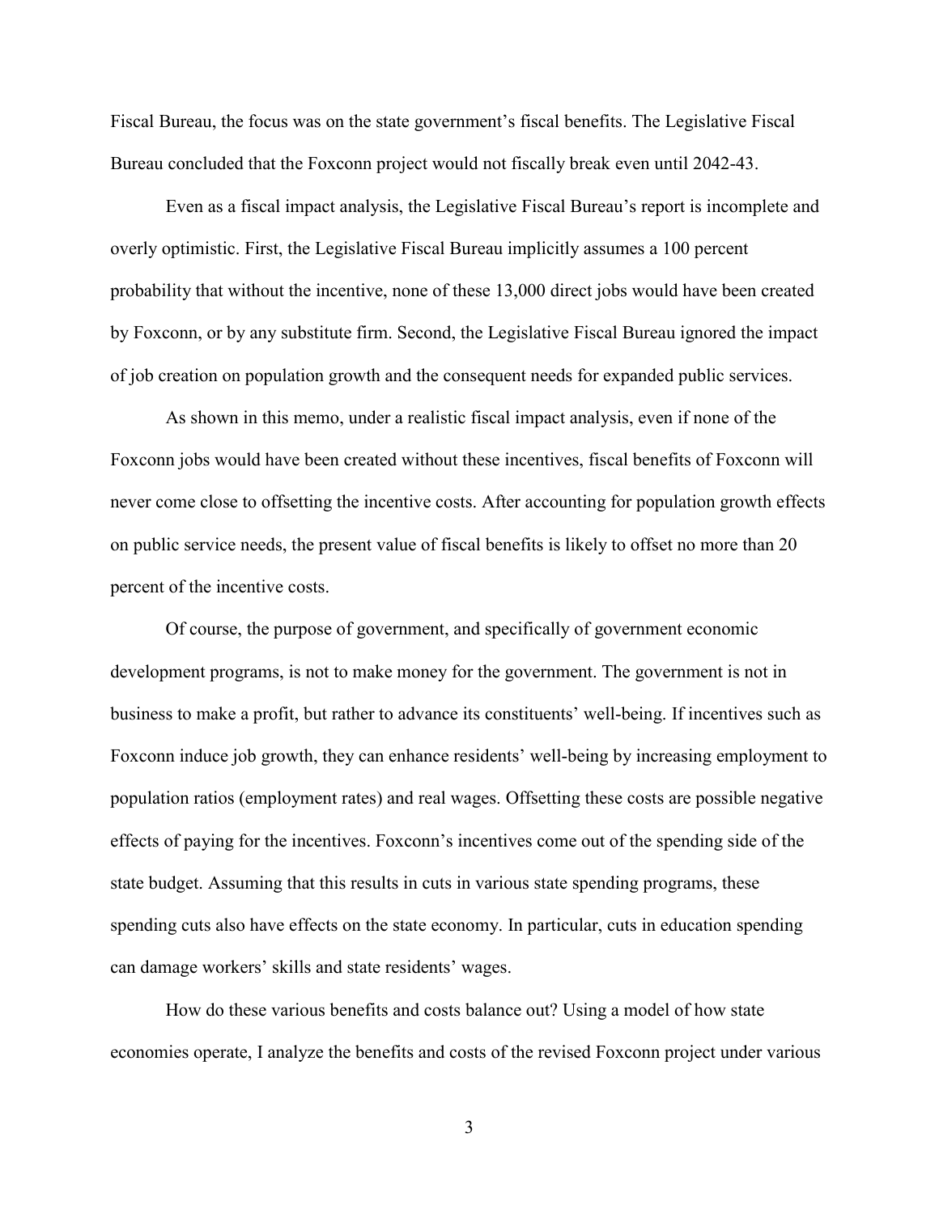Fiscal Bureau, the focus was on the state government's fiscal benefits. The Legislative Fiscal Bureau concluded that the Foxconn project would not fiscally break even until 2042-43.

Even as a fiscal impact analysis, the Legislative Fiscal Bureau's report is incomplete and overly optimistic. First, the Legislative Fiscal Bureau implicitly assumes a 100 percent probability that without the incentive, none of these 13,000 direct jobs would have been created by Foxconn, or by any substitute firm. Second, the Legislative Fiscal Bureau ignored the impact of job creation on population growth and the consequent needs for expanded public services.

As shown in this memo, under a realistic fiscal impact analysis, even if none of the Foxconn jobs would have been created without these incentives, fiscal benefits of Foxconn will never come close to offsetting the incentive costs. After accounting for population growth effects on public service needs, the present value of fiscal benefits is likely to offset no more than 20 percent of the incentive costs.

Of course, the purpose of government, and specifically of government economic development programs, is not to make money for the government. The government is not in business to make a profit, but rather to advance its constituents' well-being. If incentives such as Foxconn induce job growth, they can enhance residents' well-being by increasing employment to population ratios (employment rates) and real wages. Offsetting these costs are possible negative effects of paying for the incentives. Foxconn's incentives come out of the spending side of the state budget. Assuming that this results in cuts in various state spending programs, these spending cuts also have effects on the state economy. In particular, cuts in education spending can damage workers' skills and state residents' wages.

How do these various benefits and costs balance out? Using a model of how state economies operate, I analyze the benefits and costs of the revised Foxconn project under various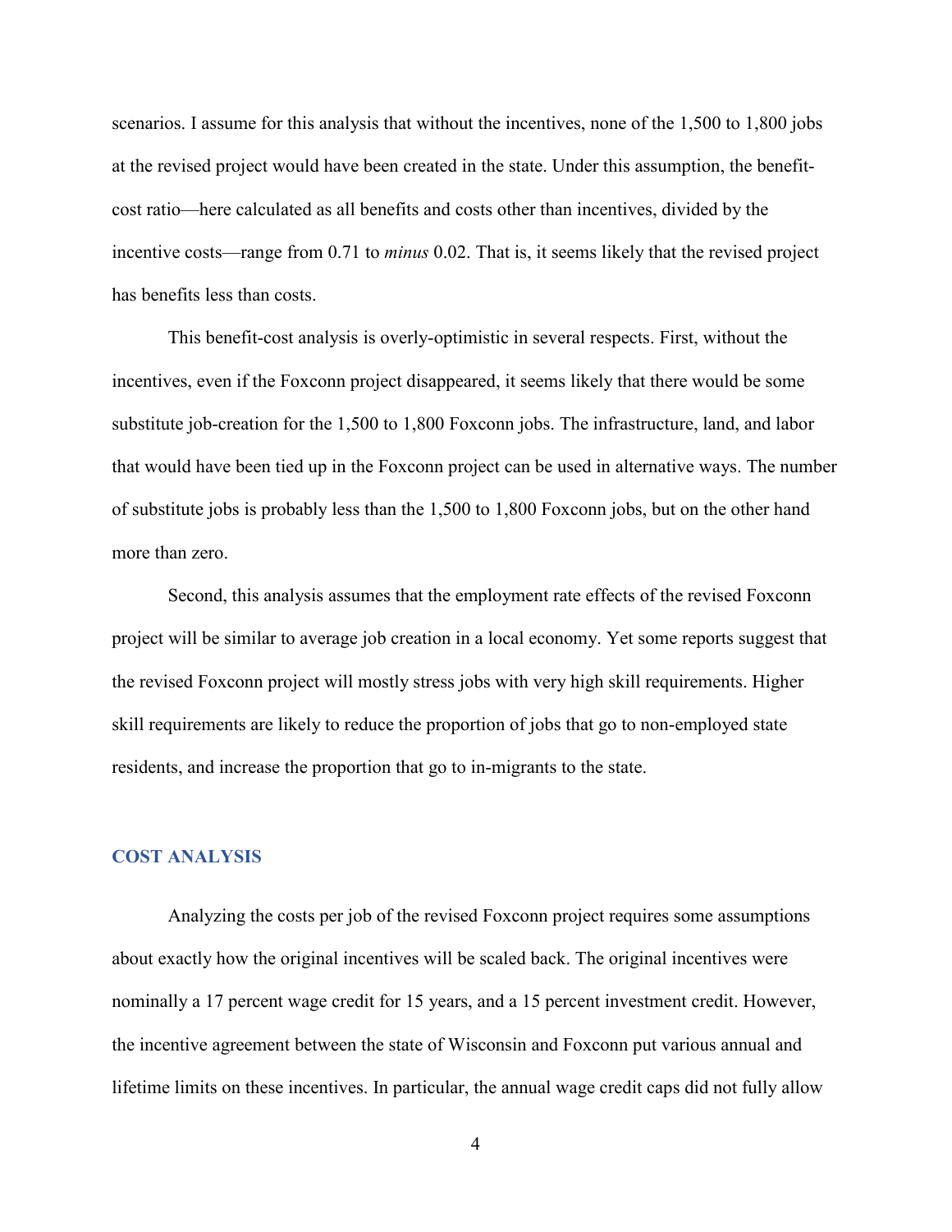scenarios. I assume for this analysis that without the incentives, none of the 1,500 to 1,800 jobs at the revised project would have been created in the state. Under this assumption, the benefit-cost ratio—here calculated as all benefits and costs other than incentives, divided by the incentive costs—range from 0.71 to *minus* 0.02. That is, it seems likely that the revised project has benefits less than costs.

This benefit-cost analysis is overly-optimistic in several respects. First, without the incentives, even if the Foxconn project disappeared, it seems likely that there would be some substitute job-creation for the 1,500 to 1,800 Foxconn jobs. The infrastructure, land, and labor that would have been tied up in the Foxconn project can be used in alternative ways. The number of substitute jobs is probably less than the 1,500 to 1,800 Foxconn jobs, but on the other hand more than zero.

Second, this analysis assumes that the employment rate effects of the revised Foxconn project will be similar to average job creation in a local economy. Yet some reports suggest that the revised Foxconn project will mostly stress jobs with very high skill requirements. Higher skill requirements are likely to reduce the proportion of jobs that go to non-employed state residents, and increase the proportion that go to in-migrants to the state.

## COST ANALYSIS

Analyzing the costs per job of the revised Foxconn project requires some assumptions about exactly how the original incentives will be scaled back. The original incentives were nominally a 17 percent wage credit for 15 years, and a 15 percent investment credit. However, the incentive agreement between the state of Wisconsin and Foxconn put various annual and lifetime limits on these incentives. In particular, the annual wage credit caps did not fully allow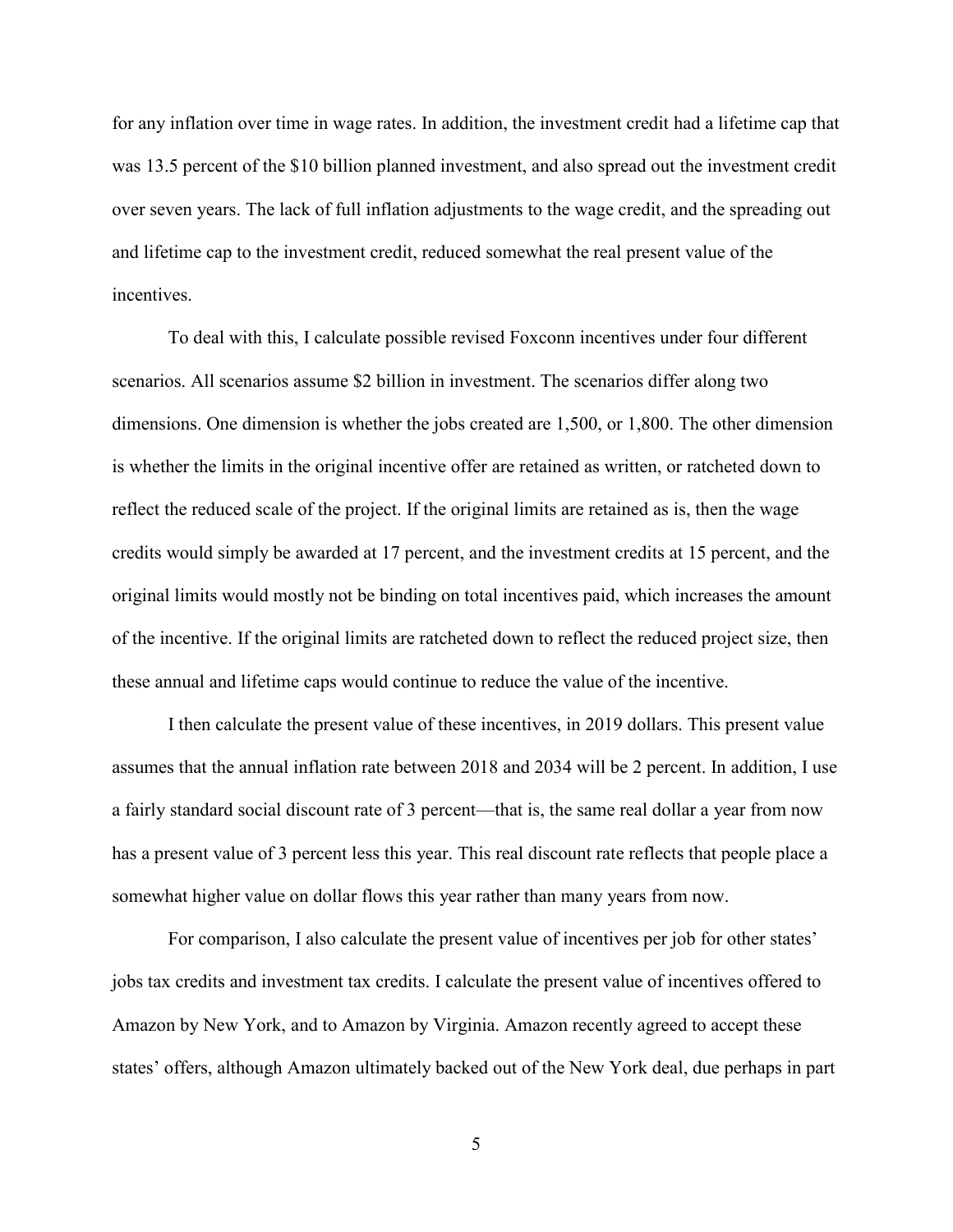for any inflation over time in wage rates. In addition, the investment credit had a lifetime cap that was 13.5 percent of the $10 billion planned investment, and also spread out the investment credit over seven years. The lack of full inflation adjustments to the wage credit, and the spreading out and lifetime cap to the investment credit, reduced somewhat the real present value of the incentives.

To deal with this, I calculate possible revised Foxconn incentives under four different scenarios. All scenarios assume $2 billion in investment. The scenarios differ along two dimensions. One dimension is whether the jobs created are 1,500, or 1,800. The other dimension is whether the limits in the original incentive offer are retained as written, or ratcheted down to reflect the reduced scale of the project. If the original limits are retained as is, then the wage credits would simply be awarded at 17 percent, and the investment credits at 15 percent, and the original limits would mostly not be binding on total incentives paid, which increases the amount of the incentive. If the original limits are ratcheted down to reflect the reduced project size, then these annual and lifetime caps would continue to reduce the value of the incentive.

I then calculate the present value of these incentives, in 2019 dollars. This present value assumes that the annual inflation rate between 2018 and 2034 will be 2 percent. In addition, I use a fairly standard social discount rate of 3 percent—that is, the same real dollar a year from now has a present value of 3 percent less this year. This real discount rate reflects that people place a somewhat higher value on dollar flows this year rather than many years from now.

For comparison, I also calculate the present value of incentives per job for other states' jobs tax credits and investment tax credits. I calculate the present value of incentives offered to Amazon by New York, and to Amazon by Virginia. Amazon recently agreed to accept these states' offers, although Amazon ultimately backed out of the New York deal, due perhaps in part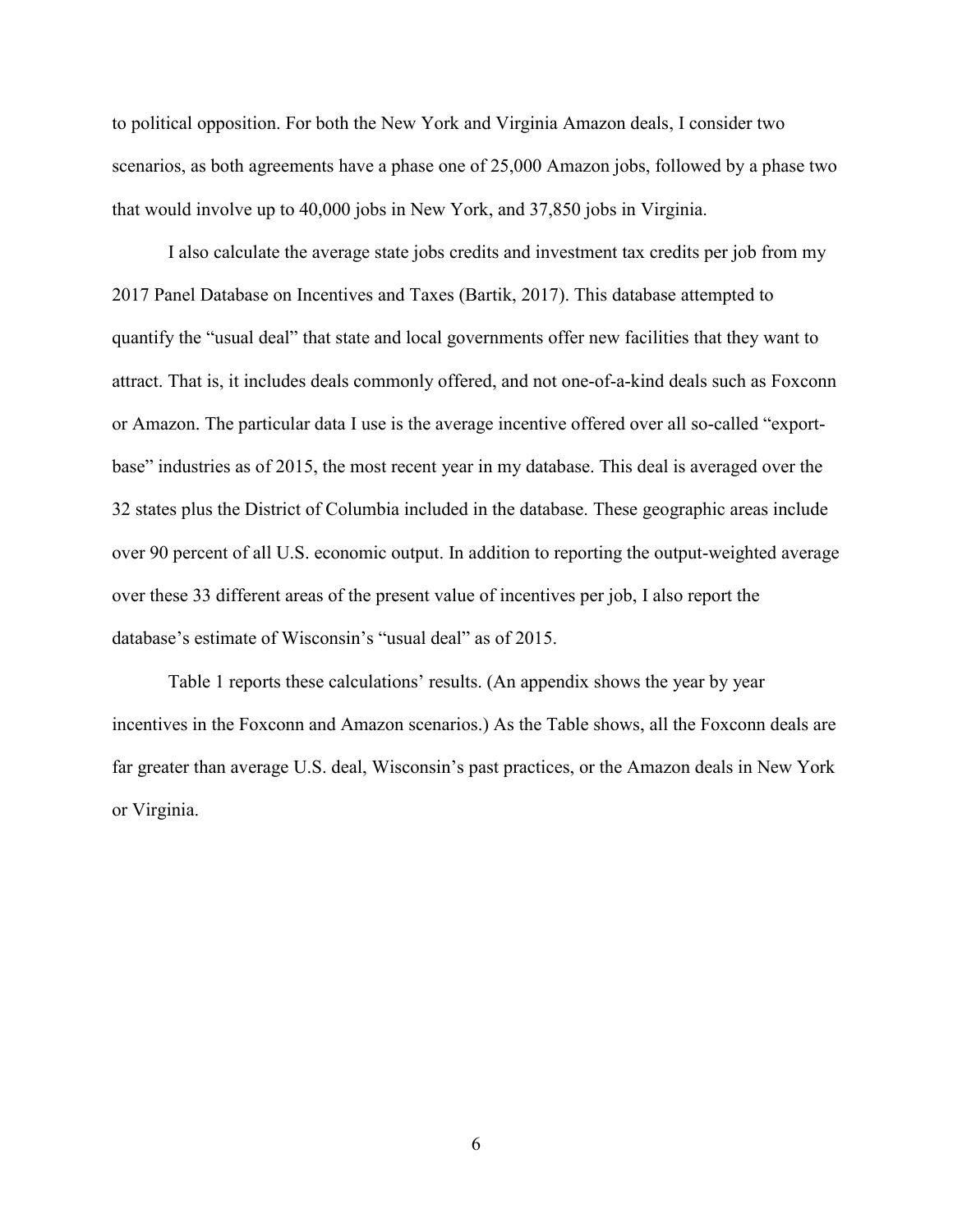to political opposition. For both the New York and Virginia Amazon deals, I consider two scenarios, as both agreements have a phase one of 25,000 Amazon jobs, followed by a phase two that would involve up to 40,000 jobs in New York, and 37,850 jobs in Virginia.

I also calculate the average state jobs credits and investment tax credits per job from my 2017 Panel Database on Incentives and Taxes (Bartik, 2017). This database attempted to quantify the "usual deal" that state and local governments offer new facilities that they want to attract. That is, it includes deals commonly offered, and not one-of-a-kind deals such as Foxconn or Amazon. The particular data I use is the average incentive offered over all so-called "export-base" industries as of 2015, the most recent year in my database. This deal is averaged over the 32 states plus the District of Columbia included in the database. These geographic areas include over 90 percent of all U.S. economic output. In addition to reporting the output-weighted average over these 33 different areas of the present value of incentives per job, I also report the database's estimate of Wisconsin's "usual deal" as of 2015.

Table 1 reports these calculations' results. (An appendix shows the year by year incentives in the Foxconn and Amazon scenarios.) As the Table shows, all the Foxconn deals are far greater than average U.S. deal, Wisconsin's past practices, or the Amazon deals in New York or Virginia.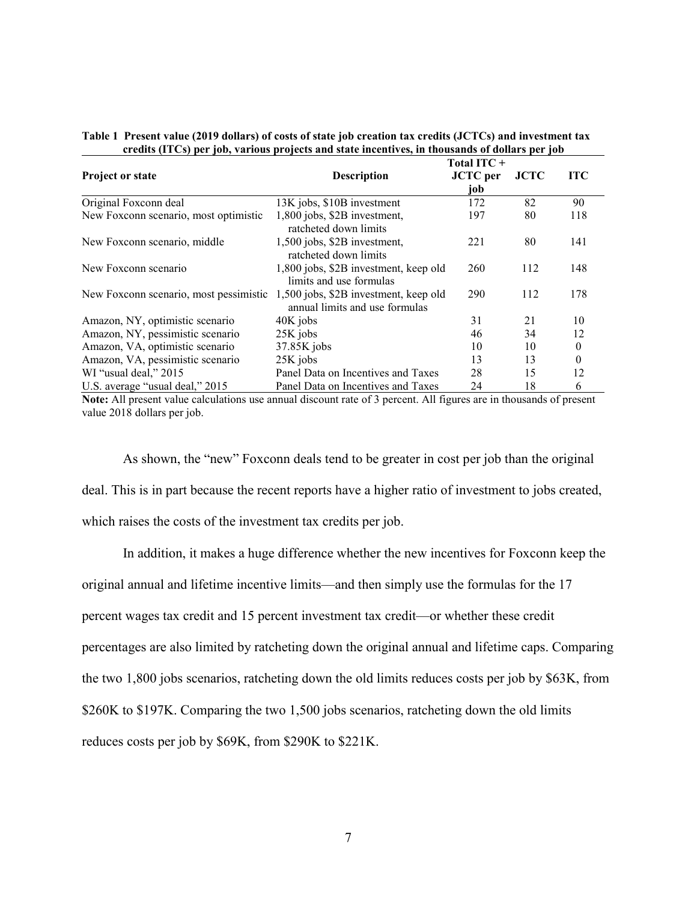**Table 1 Present value (2019 dollars) of costs of state job creation tax credits (JCTCs) and investment tax credits (ITCs) per job, various projects and state incentives, in thousands of dollars per job**

| Project or state | Description | Total ITC + JCTC per job | JCTC | ITC |
|---|---|---|---|---|
| Original Foxconn deal | 13K jobs, $10B investment | 172 | 82 | 90 |
| New Foxconn scenario, most optimistic | 1,800 jobs, $2B investment, ratcheted down limits | 197 | 80 | 118 |
| New Foxconn scenario, middle | 1,500 jobs, $2B investment, ratcheted down limits | 221 | 80 | 141 |
| New Foxconn scenario | 1,800 jobs, $2B investment, keep old limits and use formulas | 260 | 112 | 148 |
| New Foxconn scenario, most pessimistic | 1,500 jobs, $2B investment, keep old annual limits and use formulas | 290 | 112 | 178 |
| Amazon, NY, optimistic scenario | 40K jobs | 31 | 21 | 10 |
| Amazon, NY, pessimistic scenario | 25K jobs | 46 | 34 | 12 |
| Amazon, VA, optimistic scenario | 37.85K jobs | 10 | 10 | 0 |
| Amazon, VA, pessimistic scenario | 25K jobs | 13 | 13 | 0 |
| WI "usual deal," 2015 | Panel Data on Incentives and Taxes | 28 | 15 | 12 |
| U.S. average "usual deal," 2015 | Panel Data on Incentives and Taxes | 24 | 18 | 6 |

**Note:** All present value calculations use annual discount rate of 3 percent. All figures are in thousands of present value 2018 dollars per job.

As shown, the "new" Foxconn deals tend to be greater in cost per job than the original deal. This is in part because the recent reports have a higher ratio of investment to jobs created, which raises the costs of the investment tax credits per job.

In addition, it makes a huge difference whether the new incentives for Foxconn keep the original annual and lifetime incentive limits—and then simply use the formulas for the 17 percent wages tax credit and 15 percent investment tax credit—or whether these credit percentages are also limited by ratcheting down the original annual and lifetime caps. Comparing the two 1,800 jobs scenarios, ratcheting down the old limits reduces costs per job by $63K, from $260K to $197K. Comparing the two 1,500 jobs scenarios, ratcheting down the old limits reduces costs per job by $69K, from $290K to $221K.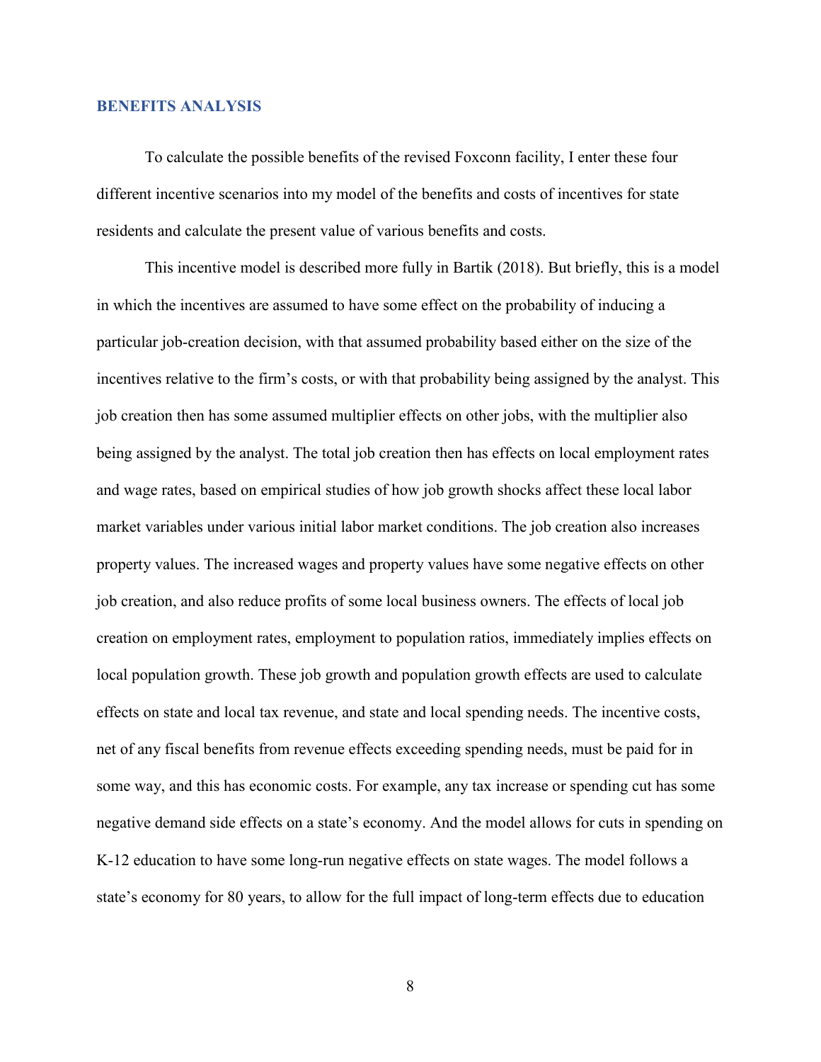## BENEFITS ANALYSIS

To calculate the possible benefits of the revised Foxconn facility, I enter these four different incentive scenarios into my model of the benefits and costs of incentives for state residents and calculate the present value of various benefits and costs.

This incentive model is described more fully in Bartik (2018). But briefly, this is a model in which the incentives are assumed to have some effect on the probability of inducing a particular job-creation decision, with that assumed probability based either on the size of the incentives relative to the firm's costs, or with that probability being assigned by the analyst. This job creation then has some assumed multiplier effects on other jobs, with the multiplier also being assigned by the analyst. The total job creation then has effects on local employment rates and wage rates, based on empirical studies of how job growth shocks affect these local labor market variables under various initial labor market conditions. The job creation also increases property values. The increased wages and property values have some negative effects on other job creation, and also reduce profits of some local business owners. The effects of local job creation on employment rates, employment to population ratios, immediately implies effects on local population growth. These job growth and population growth effects are used to calculate effects on state and local tax revenue, and state and local spending needs. The incentive costs, net of any fiscal benefits from revenue effects exceeding spending needs, must be paid for in some way, and this has economic costs. For example, any tax increase or spending cut has some negative demand side effects on a state's economy. And the model allows for cuts in spending on K-12 education to have some long-run negative effects on state wages. The model follows a state's economy for 80 years, to allow for the full impact of long-term effects due to education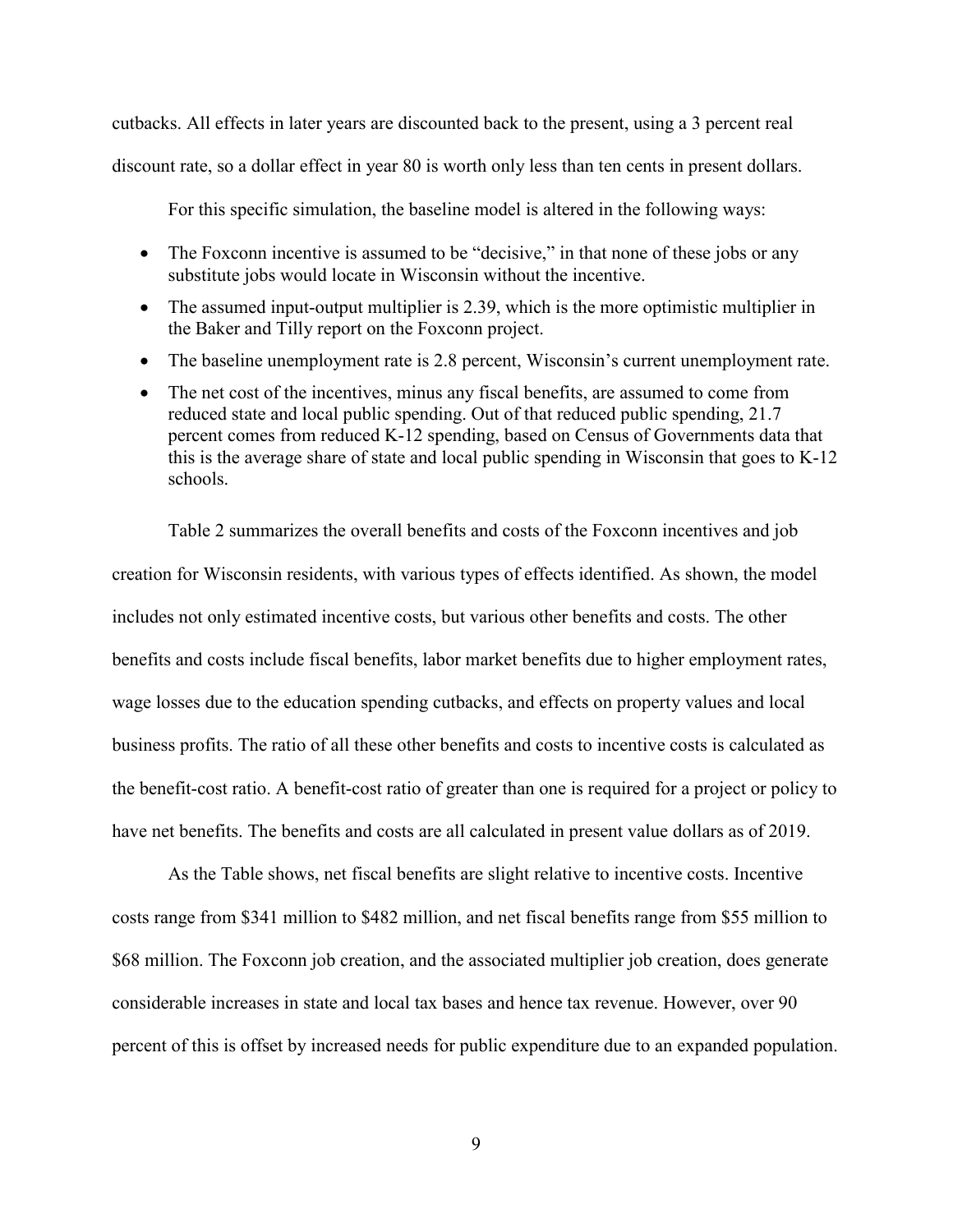cutbacks. All effects in later years are discounted back to the present, using a 3 percent real discount rate, so a dollar effect in year 80 is worth only less than ten cents in present dollars.

For this specific simulation, the baseline model is altered in the following ways:

- The Foxconn incentive is assumed to be "decisive," in that none of these jobs or any substitute jobs would locate in Wisconsin without the incentive.
- The assumed input-output multiplier is 2.39, which is the more optimistic multiplier in the Baker and Tilly report on the Foxconn project.
- The baseline unemployment rate is 2.8 percent, Wisconsin's current unemployment rate.
- The net cost of the incentives, minus any fiscal benefits, are assumed to come from reduced state and local public spending. Out of that reduced public spending, 21.7 percent comes from reduced K-12 spending, based on Census of Governments data that this is the average share of state and local public spending in Wisconsin that goes to K-12 schools.

Table 2 summarizes the overall benefits and costs of the Foxconn incentives and job creation for Wisconsin residents, with various types of effects identified. As shown, the model includes not only estimated incentive costs, but various other benefits and costs. The other benefits and costs include fiscal benefits, labor market benefits due to higher employment rates, wage losses due to the education spending cutbacks, and effects on property values and local business profits. The ratio of all these other benefits and costs to incentive costs is calculated as the benefit-cost ratio. A benefit-cost ratio of greater than one is required for a project or policy to have net benefits. The benefits and costs are all calculated in present value dollars as of 2019.

As the Table shows, net fiscal benefits are slight relative to incentive costs. Incentive costs range from \$341 million to \$482 million, and net fiscal benefits range from \$55 million to \$68 million. The Foxconn job creation, and the associated multiplier job creation, does generate considerable increases in state and local tax bases and hence tax revenue. However, over 90 percent of this is offset by increased needs for public expenditure due to an expanded population.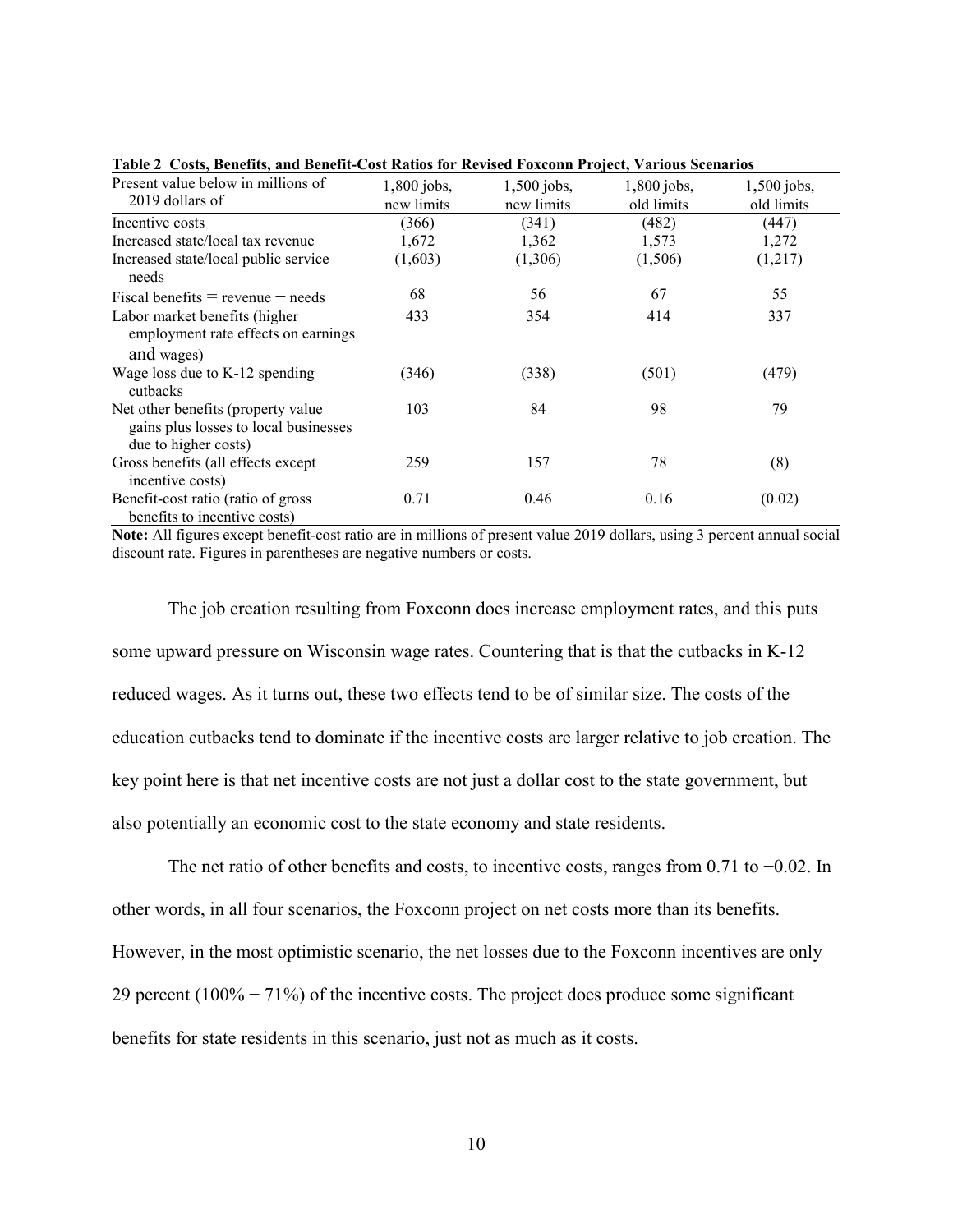**Table 2 Costs, Benefits, and Benefit-Cost Ratios for Revised Foxconn Project, Various Scenarios**

| Present value below in millions of 2019 dollars of | 1,800 jobs, new limits | 1,500 jobs, new limits | 1,800 jobs, old limits | 1,500 jobs, old limits |
|---|---|---|---|---|
| Incentive costs | (366) | (341) | (482) | (447) |
| Increased state/local tax revenue | 1,672 | 1,362 | 1,573 | 1,272 |
| Increased state/local public service needs | (1,603) | (1,306) | (1,506) | (1,217) |
| Fiscal benefits = revenue − needs | 68 | 56 | 67 | 55 |
| Labor market benefits (higher employment rate effects on earnings and wages) | 433 | 354 | 414 | 337 |
| Wage loss due to K-12 spending cutbacks | (346) | (338) | (501) | (479) |
| Net other benefits (property value gains plus losses to local businesses due to higher costs) | 103 | 84 | 98 | 79 |
| Gross benefits (all effects except incentive costs) | 259 | 157 | 78 | (8) |
| Benefit-cost ratio (ratio of gross benefits to incentive costs) | 0.71 | 0.46 | 0.16 | (0.02) |

**Note:** All figures except benefit-cost ratio are in millions of present value 2019 dollars, using 3 percent annual social discount rate. Figures in parentheses are negative numbers or costs.

The job creation resulting from Foxconn does increase employment rates, and this puts some upward pressure on Wisconsin wage rates. Countering that is that the cutbacks in K-12 reduced wages. As it turns out, these two effects tend to be of similar size. The costs of the education cutbacks tend to dominate if the incentive costs are larger relative to job creation. The key point here is that net incentive costs are not just a dollar cost to the state government, but also potentially an economic cost to the state economy and state residents.

The net ratio of other benefits and costs, to incentive costs, ranges from 0.71 to −0.02. In other words, in all four scenarios, the Foxconn project on net costs more than its benefits. However, in the most optimistic scenario, the net losses due to the Foxconn incentives are only 29 percent (100% − 71%) of the incentive costs. The project does produce some significant benefits for state residents in this scenario, just not as much as it costs.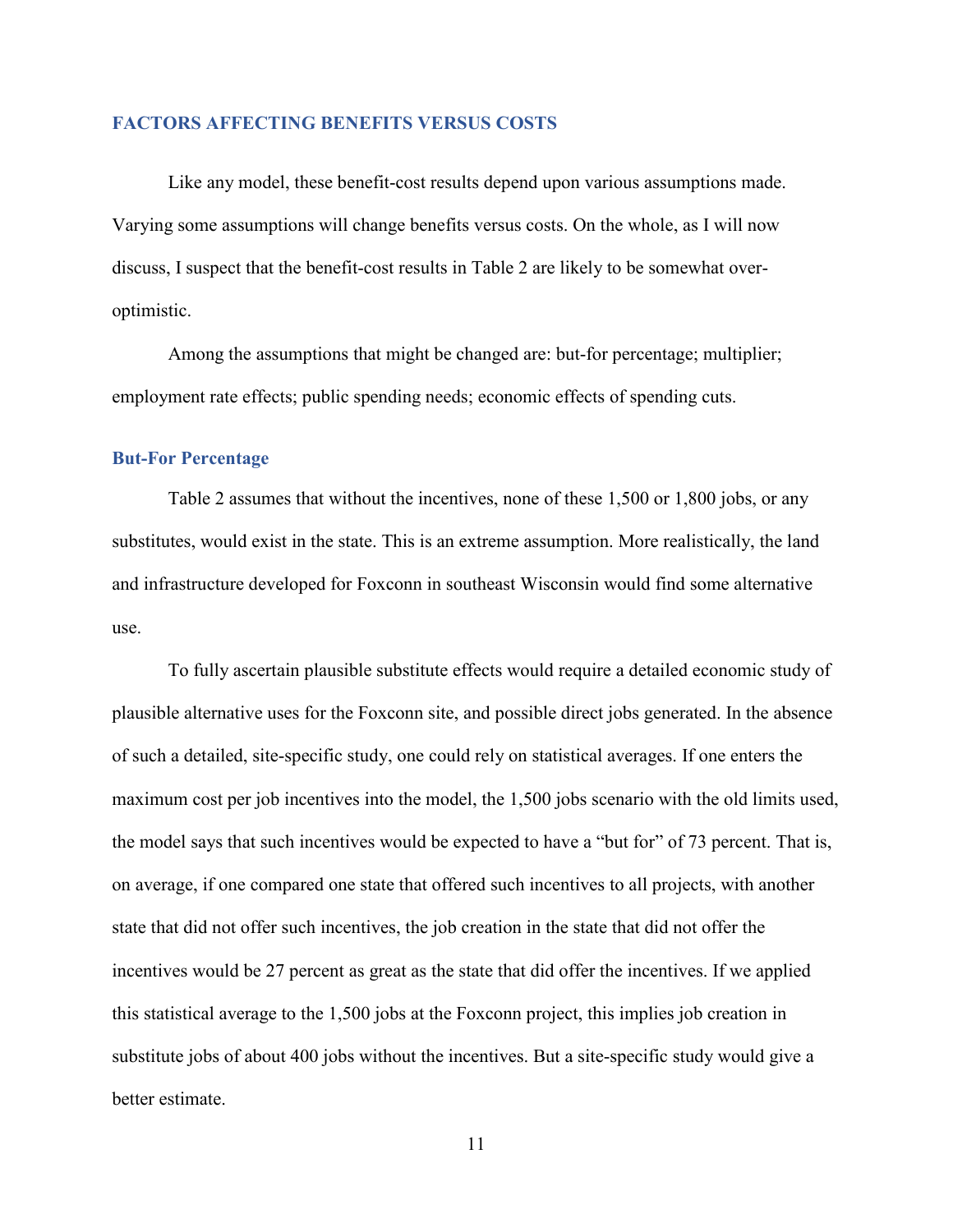## FACTORS AFFECTING BENEFITS VERSUS COSTS

Like any model, these benefit-cost results depend upon various assumptions made. Varying some assumptions will change benefits versus costs. On the whole, as I will now discuss, I suspect that the benefit-cost results in Table 2 are likely to be somewhat over-optimistic.

Among the assumptions that might be changed are: but-for percentage; multiplier; employment rate effects; public spending needs; economic effects of spending cuts.

### But-For Percentage

Table 2 assumes that without the incentives, none of these 1,500 or 1,800 jobs, or any substitutes, would exist in the state. This is an extreme assumption. More realistically, the land and infrastructure developed for Foxconn in southeast Wisconsin would find some alternative use.

To fully ascertain plausible substitute effects would require a detailed economic study of plausible alternative uses for the Foxconn site, and possible direct jobs generated. In the absence of such a detailed, site-specific study, one could rely on statistical averages. If one enters the maximum cost per job incentives into the model, the 1,500 jobs scenario with the old limits used, the model says that such incentives would be expected to have a "but for" of 73 percent. That is, on average, if one compared one state that offered such incentives to all projects, with another state that did not offer such incentives, the job creation in the state that did not offer the incentives would be 27 percent as great as the state that did offer the incentives. If we applied this statistical average to the 1,500 jobs at the Foxconn project, this implies job creation in substitute jobs of about 400 jobs without the incentives. But a site-specific study would give a better estimate.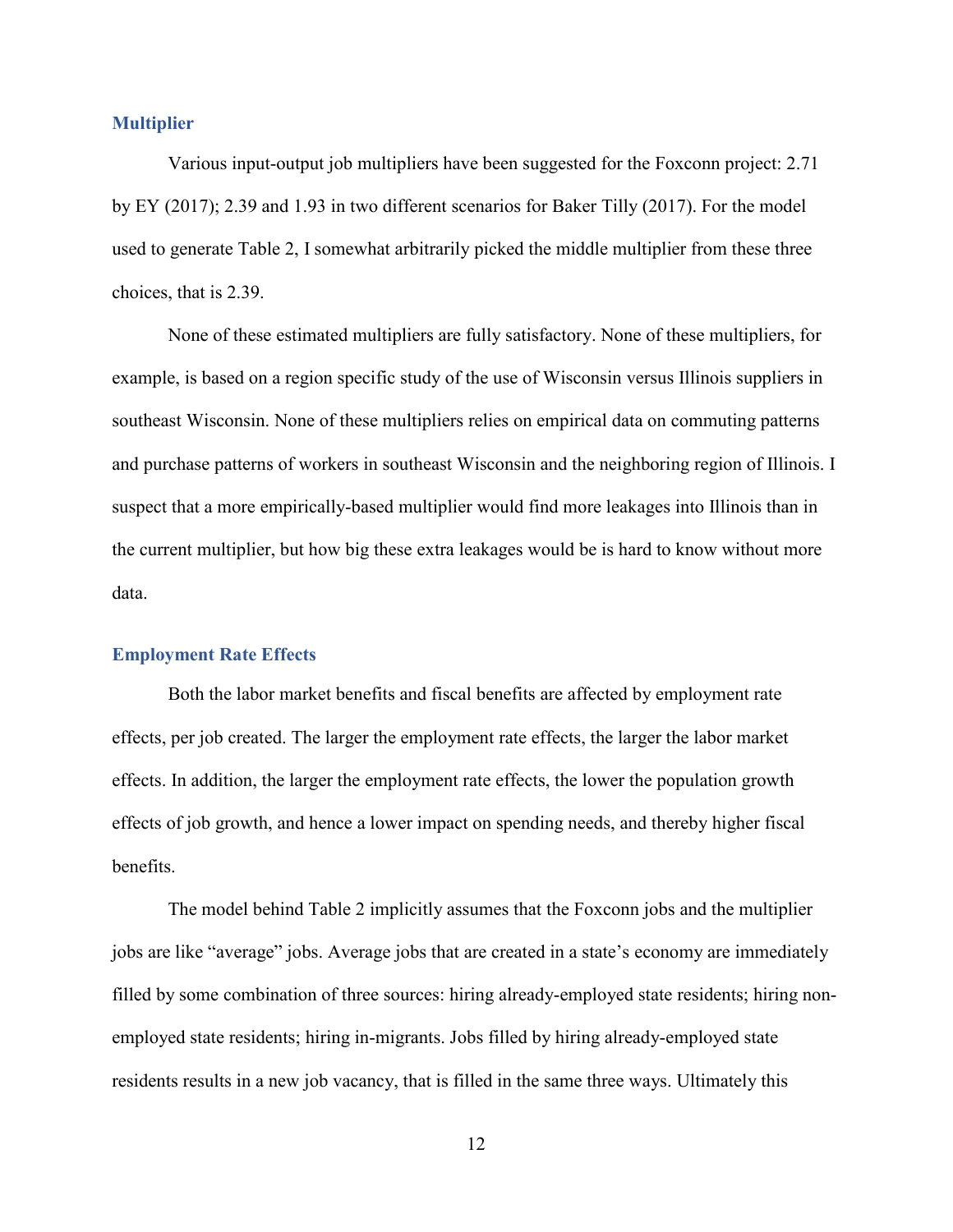## Multiplier

Various input-output job multipliers have been suggested for the Foxconn project: 2.71 by EY (2017); 2.39 and 1.93 in two different scenarios for Baker Tilly (2017). For the model used to generate Table 2, I somewhat arbitrarily picked the middle multiplier from these three choices, that is 2.39.

None of these estimated multipliers are fully satisfactory. None of these multipliers, for example, is based on a region specific study of the use of Wisconsin versus Illinois suppliers in southeast Wisconsin. None of these multipliers relies on empirical data on commuting patterns and purchase patterns of workers in southeast Wisconsin and the neighboring region of Illinois. I suspect that a more empirically-based multiplier would find more leakages into Illinois than in the current multiplier, but how big these extra leakages would be is hard to know without more data.

## Employment Rate Effects

Both the labor market benefits and fiscal benefits are affected by employment rate effects, per job created. The larger the employment rate effects, the larger the labor market effects. In addition, the larger the employment rate effects, the lower the population growth effects of job growth, and hence a lower impact on spending needs, and thereby higher fiscal benefits.

The model behind Table 2 implicitly assumes that the Foxconn jobs and the multiplier jobs are like "average" jobs. Average jobs that are created in a state's economy are immediately filled by some combination of three sources: hiring already-employed state residents; hiring non-employed state residents; hiring in-migrants. Jobs filled by hiring already-employed state residents results in a new job vacancy, that is filled in the same three ways. Ultimately this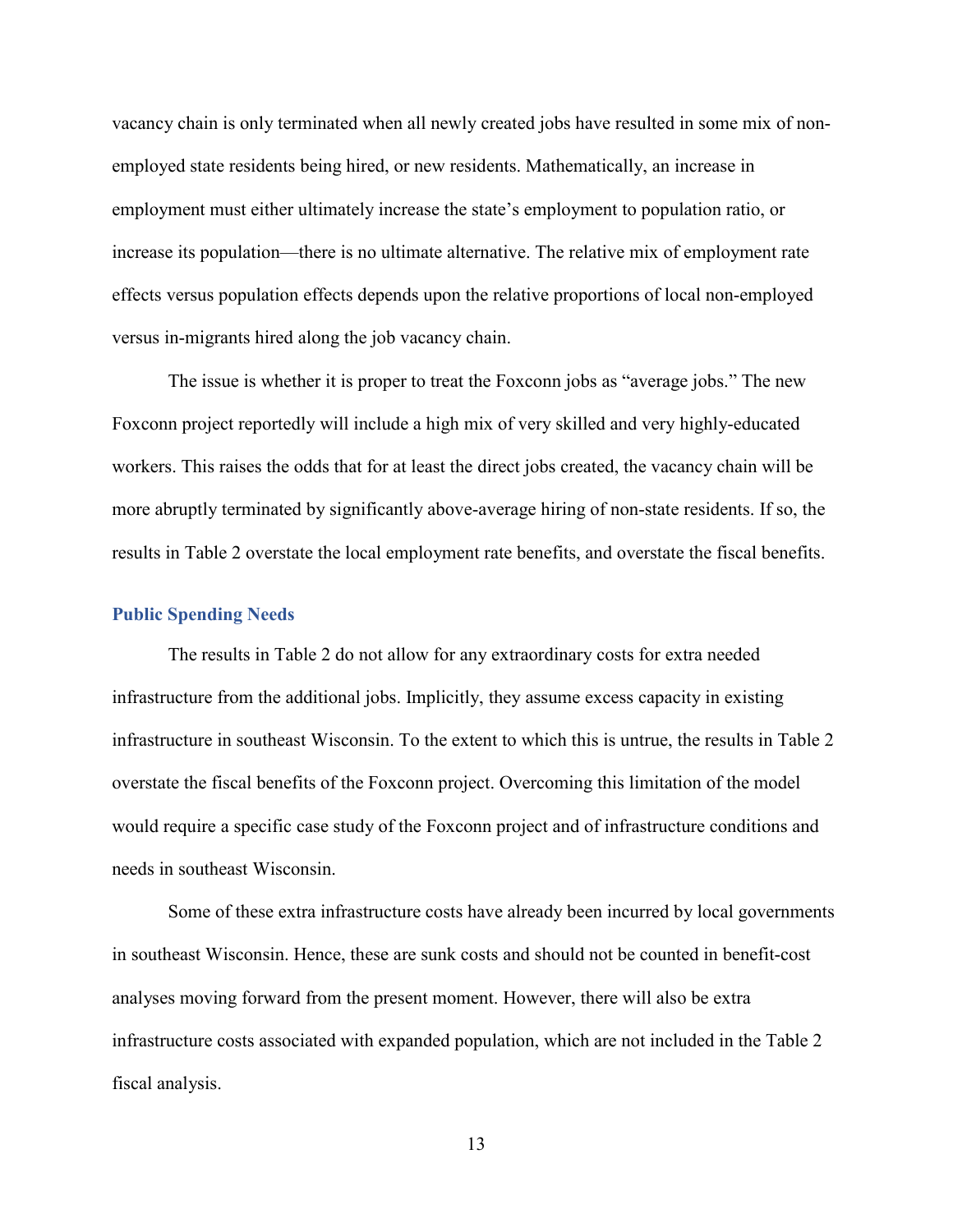vacancy chain is only terminated when all newly created jobs have resulted in some mix of non-employed state residents being hired, or new residents. Mathematically, an increase in employment must either ultimately increase the state's employment to population ratio, or increase its population—there is no ultimate alternative. The relative mix of employment rate effects versus population effects depends upon the relative proportions of local non-employed versus in-migrants hired along the job vacancy chain.

The issue is whether it is proper to treat the Foxconn jobs as "average jobs." The new Foxconn project reportedly will include a high mix of very skilled and very highly-educated workers. This raises the odds that for at least the direct jobs created, the vacancy chain will be more abruptly terminated by significantly above-average hiring of non-state residents. If so, the results in Table 2 overstate the local employment rate benefits, and overstate the fiscal benefits.

### Public Spending Needs

The results in Table 2 do not allow for any extraordinary costs for extra needed infrastructure from the additional jobs. Implicitly, they assume excess capacity in existing infrastructure in southeast Wisconsin. To the extent to which this is untrue, the results in Table 2 overstate the fiscal benefits of the Foxconn project. Overcoming this limitation of the model would require a specific case study of the Foxconn project and of infrastructure conditions and needs in southeast Wisconsin.

Some of these extra infrastructure costs have already been incurred by local governments in southeast Wisconsin. Hence, these are sunk costs and should not be counted in benefit-cost analyses moving forward from the present moment. However, there will also be extra infrastructure costs associated with expanded population, which are not included in the Table 2 fiscal analysis.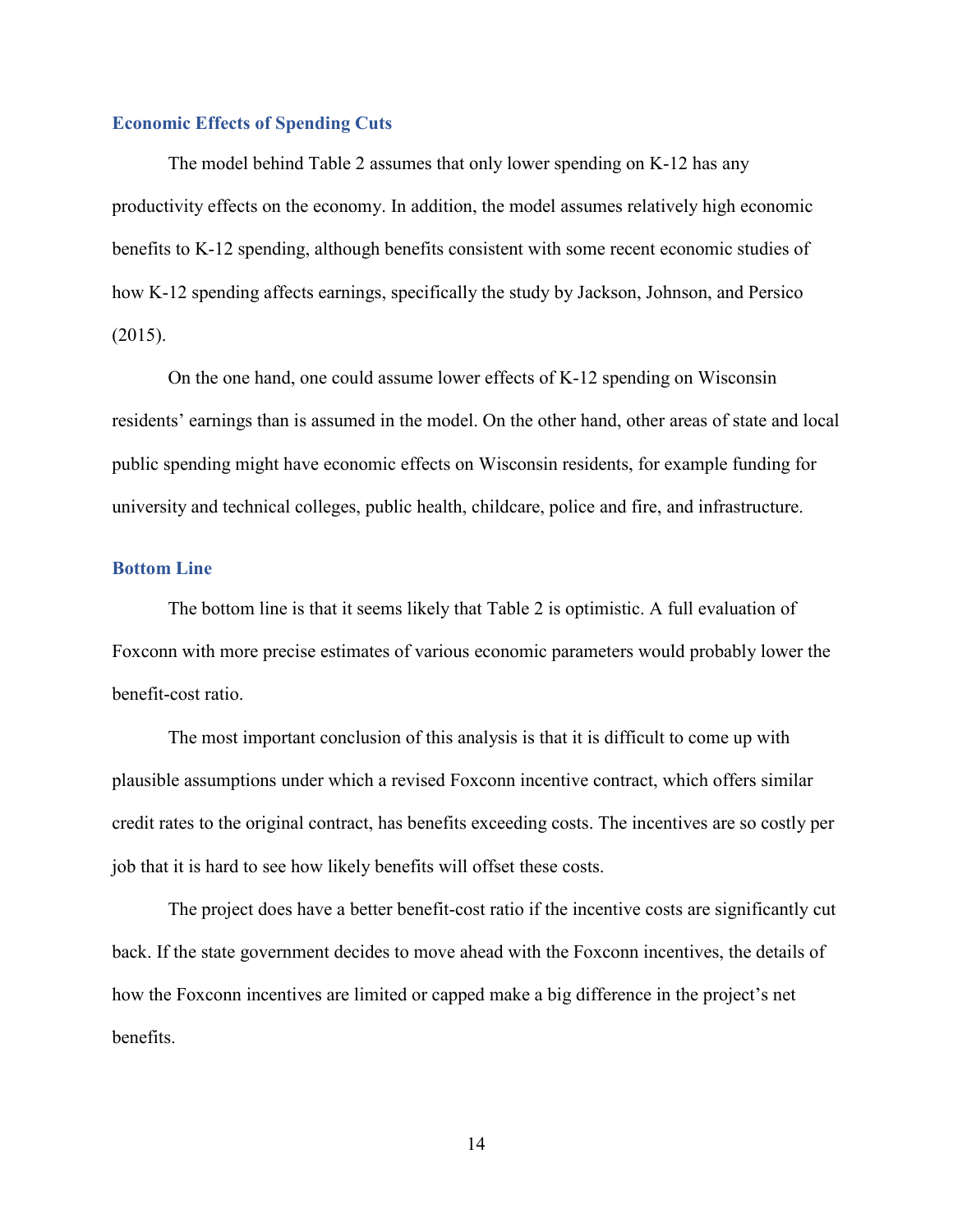### Economic Effects of Spending Cuts

The model behind Table 2 assumes that only lower spending on K-12 has any productivity effects on the economy. In addition, the model assumes relatively high economic benefits to K-12 spending, although benefits consistent with some recent economic studies of how K-12 spending affects earnings, specifically the study by Jackson, Johnson, and Persico (2015).

On the one hand, one could assume lower effects of K-12 spending on Wisconsin residents' earnings than is assumed in the model. On the other hand, other areas of state and local public spending might have economic effects on Wisconsin residents, for example funding for university and technical colleges, public health, childcare, police and fire, and infrastructure.

### Bottom Line

The bottom line is that it seems likely that Table 2 is optimistic. A full evaluation of Foxconn with more precise estimates of various economic parameters would probably lower the benefit-cost ratio.

The most important conclusion of this analysis is that it is difficult to come up with plausible assumptions under which a revised Foxconn incentive contract, which offers similar credit rates to the original contract, has benefits exceeding costs. The incentives are so costly per job that it is hard to see how likely benefits will offset these costs.

The project does have a better benefit-cost ratio if the incentive costs are significantly cut back. If the state government decides to move ahead with the Foxconn incentives, the details of how the Foxconn incentives are limited or capped make a big difference in the project's net benefits.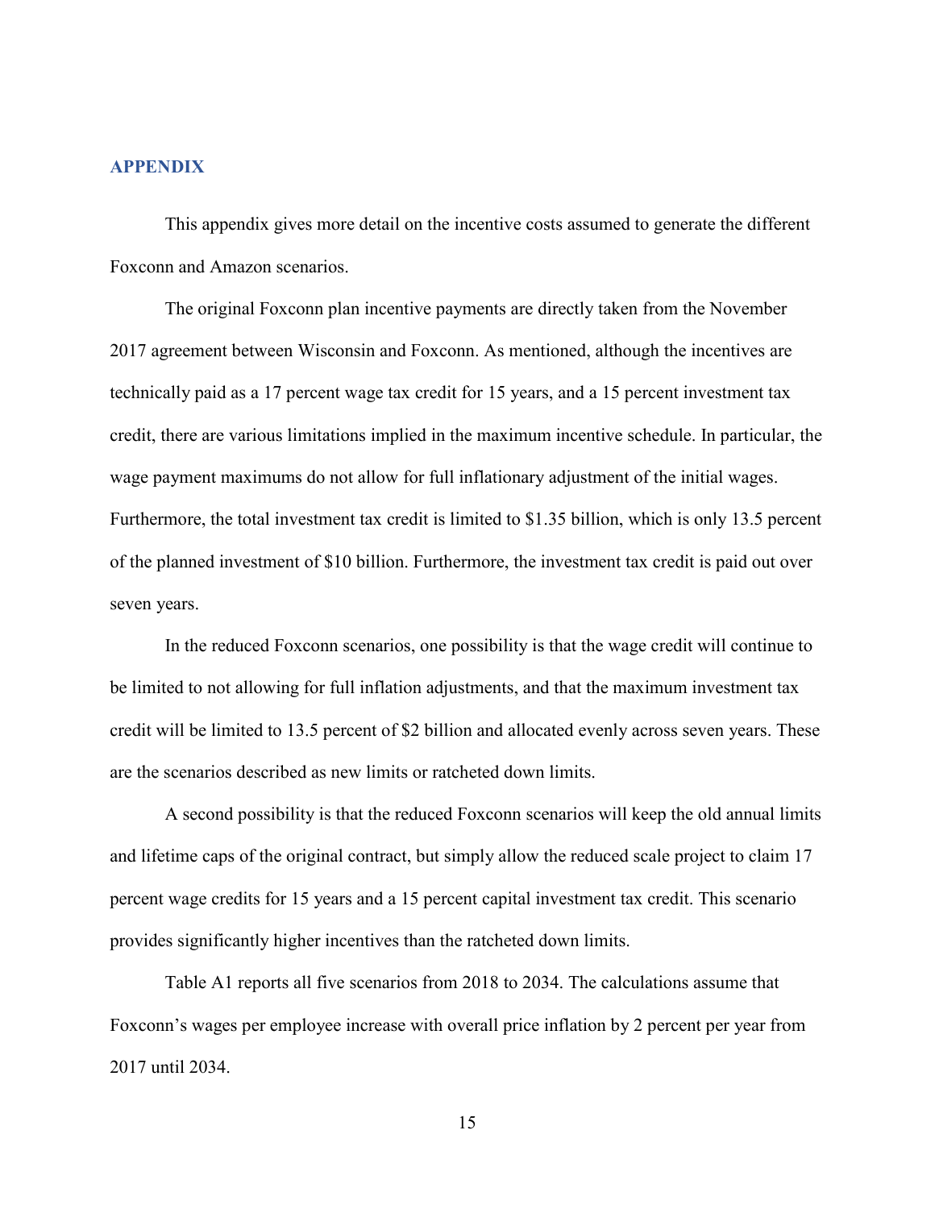## APPENDIX

This appendix gives more detail on the incentive costs assumed to generate the different Foxconn and Amazon scenarios.

The original Foxconn plan incentive payments are directly taken from the November 2017 agreement between Wisconsin and Foxconn. As mentioned, although the incentives are technically paid as a 17 percent wage tax credit for 15 years, and a 15 percent investment tax credit, there are various limitations implied in the maximum incentive schedule. In particular, the wage payment maximums do not allow for full inflationary adjustment of the initial wages. Furthermore, the total investment tax credit is limited to \$1.35 billion, which is only 13.5 percent of the planned investment of \$10 billion. Furthermore, the investment tax credit is paid out over seven years.

In the reduced Foxconn scenarios, one possibility is that the wage credit will continue to be limited to not allowing for full inflation adjustments, and that the maximum investment tax credit will be limited to 13.5 percent of \$2 billion and allocated evenly across seven years. These are the scenarios described as new limits or ratcheted down limits.

A second possibility is that the reduced Foxconn scenarios will keep the old annual limits and lifetime caps of the original contract, but simply allow the reduced scale project to claim 17 percent wage credits for 15 years and a 15 percent capital investment tax credit. This scenario provides significantly higher incentives than the ratcheted down limits.

Table A1 reports all five scenarios from 2018 to 2034. The calculations assume that Foxconn's wages per employee increase with overall price inflation by 2 percent per year from 2017 until 2034.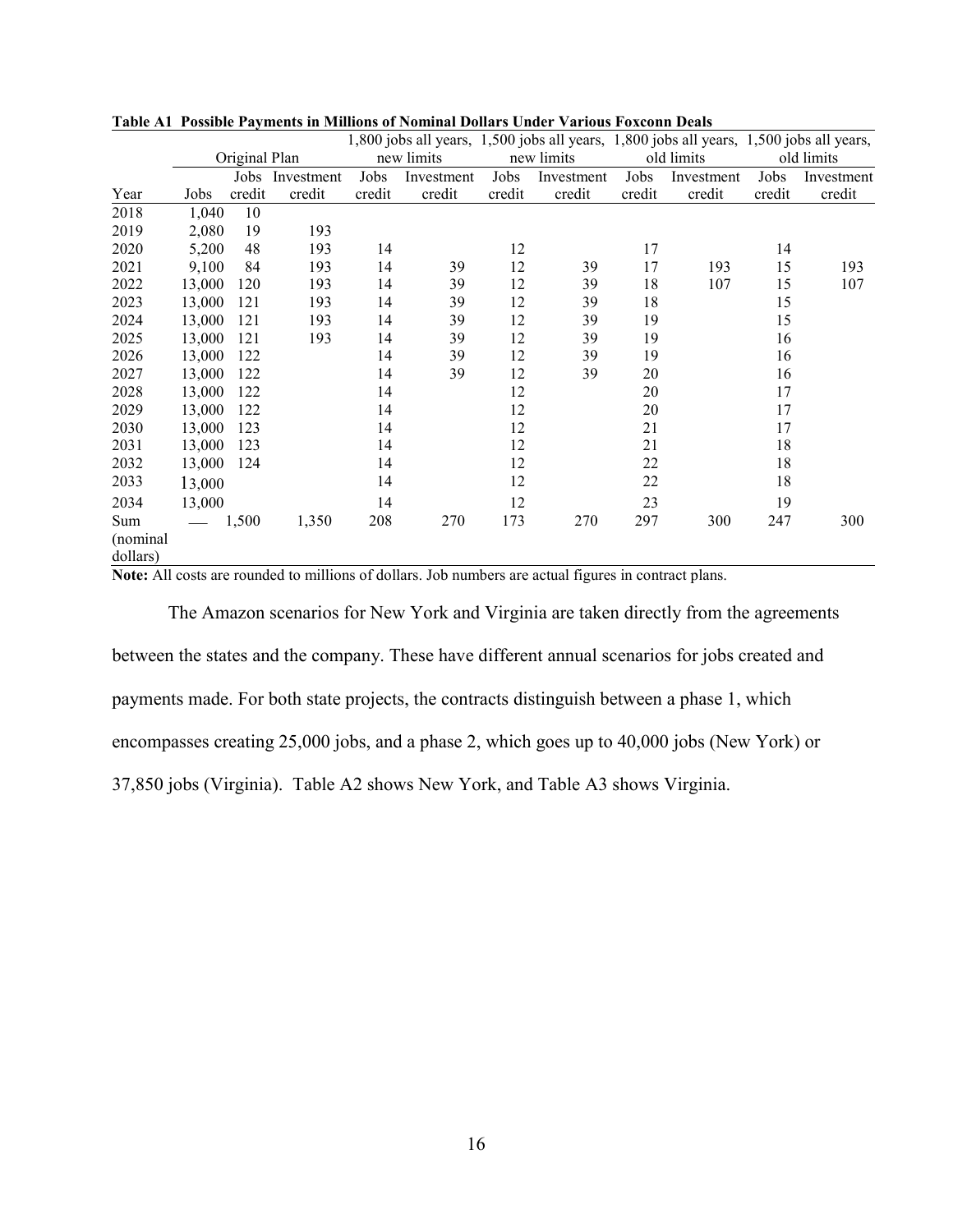**Table A1 Possible Payments in Millions of Nominal Dollars Under Various Foxconn Deals**

| | Original Plan | | | 1,800 jobs all years, new limits | | 1,500 jobs all years, new limits | | 1,800 jobs all years, old limits | | 1,500 jobs all years, old limits | |
|---|---|---|---|---|---|---|---|---|---|---|---|
| Year | Jobs | Jobs credit | Investment credit | Jobs credit | Investment credit | Jobs credit | Investment credit | Jobs credit | Investment credit | Jobs credit | Investment credit |
| 2018 | 1,040 | 10 | | | | | | | | | |
| 2019 | 2,080 | 19 | 193 | | | | | | | | |
| 2020 | 5,200 | 48 | 193 | 14 | | 12 | | 17 | | 14 | |
| 2021 | 9,100 | 84 | 193 | 14 | 39 | 12 | 39 | 17 | 193 | 15 | 193 |
| 2022 | 13,000 | 120 | 193 | 14 | 39 | 12 | 39 | 18 | 107 | 15 | 107 |
| 2023 | 13,000 | 121 | 193 | 14 | 39 | 12 | 39 | 18 | | 15 | |
| 2024 | 13,000 | 121 | 193 | 14 | 39 | 12 | 39 | 19 | | 15 | |
| 2025 | 13,000 | 121 | 193 | 14 | 39 | 12 | 39 | 19 | | 16 | |
| 2026 | 13,000 | 122 | | 14 | 39 | 12 | 39 | 19 | | 16 | |
| 2027 | 13,000 | 122 | | 14 | 39 | 12 | 39 | 20 | | 16 | |
| 2028 | 13,000 | 122 | | 14 | | 12 | | 20 | | 17 | |
| 2029 | 13,000 | 122 | | 14 | | 12 | | 20 | | 17 | |
| 2030 | 13,000 | 123 | | 14 | | 12 | | 21 | | 17 | |
| 2031 | 13,000 | 123 | | 14 | | 12 | | 21 | | 18 | |
| 2032 | 13,000 | 124 | | 14 | | 12 | | 22 | | 18 | |
| 2033 | 13,000 | | | 14 | | 12 | | 22 | | 18 | |
| 2034 | 13,000 | | | 14 | | 12 | | 23 | | 19 | |
| Sum (nominal dollars) | — | 1,500 | 1,350 | 208 | 270 | 173 | 270 | 297 | 300 | 247 | 300 |

**Note:** All costs are rounded to millions of dollars. Job numbers are actual figures in contract plans.

The Amazon scenarios for New York and Virginia are taken directly from the agreements between the states and the company. These have different annual scenarios for jobs created and payments made. For both state projects, the contracts distinguish between a phase 1, which encompasses creating 25,000 jobs, and a phase 2, which goes up to 40,000 jobs (New York) or 37,850 jobs (Virginia). Table A2 shows New York, and Table A3 shows Virginia.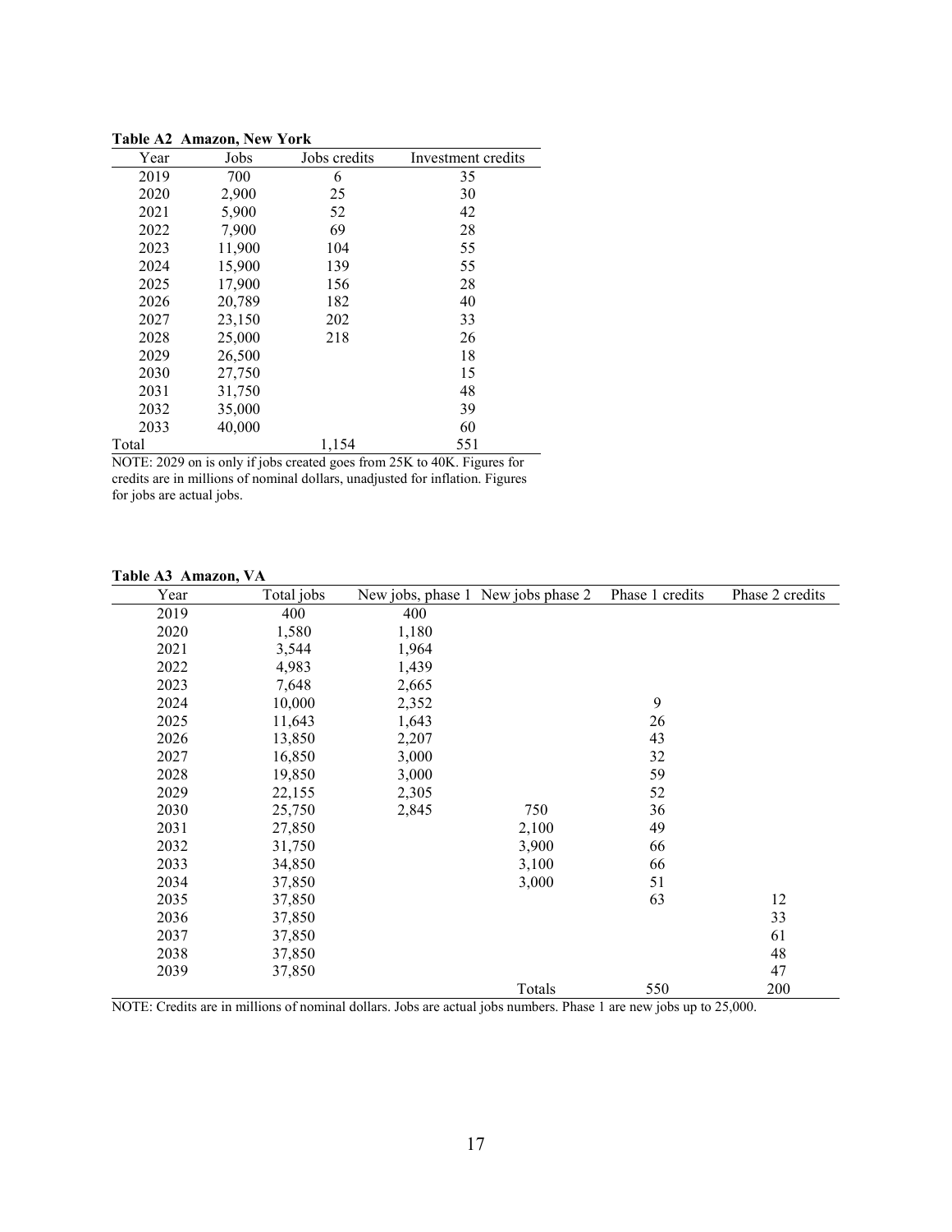**Table A2 Amazon, New York**

| Year | Jobs | Jobs credits | Investment credits |
|---|---|---|---|
| 2019 | 700 | 6 | 35 |
| 2020 | 2,900 | 25 | 30 |
| 2021 | 5,900 | 52 | 42 |
| 2022 | 7,900 | 69 | 28 |
| 2023 | 11,900 | 104 | 55 |
| 2024 | 15,900 | 139 | 55 |
| 2025 | 17,900 | 156 | 28 |
| 2026 | 20,789 | 182 | 40 |
| 2027 | 23,150 | 202 | 33 |
| 2028 | 25,000 | 218 | 26 |
| 2029 | 26,500 | | 18 |
| 2030 | 27,750 | | 15 |
| 2031 | 31,750 | | 48 |
| 2032 | 35,000 | | 39 |
| 2033 | 40,000 | | 60 |
| Total | | 1,154 | 551 |

NOTE: 2029 on is only if jobs created goes from 25K to 40K. Figures for credits are in millions of nominal dollars, unadjusted for inflation. Figures for jobs are actual jobs.

**Table A3 Amazon, VA**

| Year | Total jobs | New jobs, phase 1 | New jobs phase 2 | Phase 1 credits | Phase 2 credits |
|---|---|---|---|---|---|
| 2019 | 400 | 400 | | | |
| 2020 | 1,580 | 1,180 | | | |
| 2021 | 3,544 | 1,964 | | | |
| 2022 | 4,983 | 1,439 | | | |
| 2023 | 7,648 | 2,665 | | | |
| 2024 | 10,000 | 2,352 | | 9 | |
| 2025 | 11,643 | 1,643 | | 26 | |
| 2026 | 13,850 | 2,207 | | 43 | |
| 2027 | 16,850 | 3,000 | | 32 | |
| 2028 | 19,850 | 3,000 | | 59 | |
| 2029 | 22,155 | 2,305 | | 52 | |
| 2030 | 25,750 | 2,845 | 750 | 36 | |
| 2031 | 27,850 | | 2,100 | 49 | |
| 2032 | 31,750 | | 3,900 | 66 | |
| 2033 | 34,850 | | 3,100 | 66 | |
| 2034 | 37,850 | | 3,000 | 51 | |
| 2035 | 37,850 | | | 63 | 12 |
| 2036 | 37,850 | | | | 33 |
| 2037 | 37,850 | | | | 61 |
| 2038 | 37,850 | | | | 48 |
| 2039 | 37,850 | | | | 47 |
| | | | Totals | 550 | 200 |

NOTE: Credits are in millions of nominal dollars. Jobs are actual jobs numbers. Phase 1 are new jobs up to 25,000.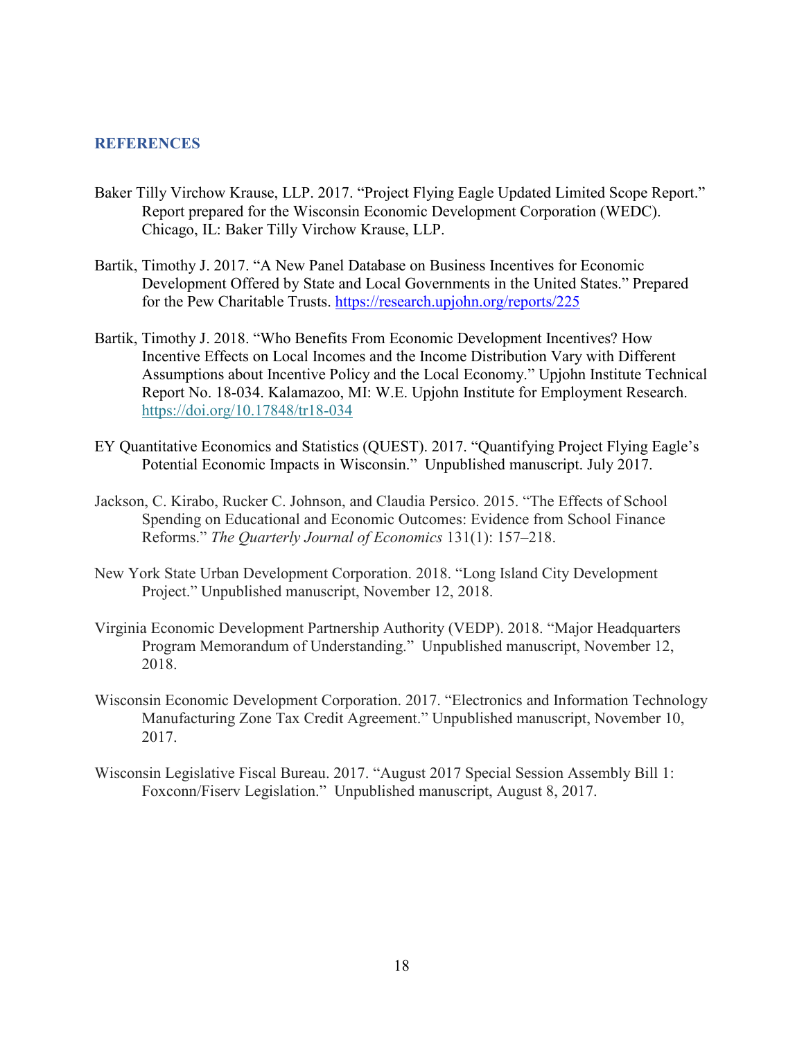## REFERENCES

Baker Tilly Virchow Krause, LLP. 2017. "Project Flying Eagle Updated Limited Scope Report." Report prepared for the Wisconsin Economic Development Corporation (WEDC). Chicago, IL: Baker Tilly Virchow Krause, LLP.

Bartik, Timothy J. 2017. "A New Panel Database on Business Incentives for Economic Development Offered by State and Local Governments in the United States." Prepared for the Pew Charitable Trusts. https://research.upjohn.org/reports/225

Bartik, Timothy J. 2018. "Who Benefits From Economic Development Incentives? How Incentive Effects on Local Incomes and the Income Distribution Vary with Different Assumptions about Incentive Policy and the Local Economy." Upjohn Institute Technical Report No. 18-034. Kalamazoo, MI: W.E. Upjohn Institute for Employment Research. https://doi.org/10.17848/tr18-034

EY Quantitative Economics and Statistics (QUEST). 2017. "Quantifying Project Flying Eagle's Potential Economic Impacts in Wisconsin." Unpublished manuscript. July 2017.

Jackson, C. Kirabo, Rucker C. Johnson, and Claudia Persico. 2015. "The Effects of School Spending on Educational and Economic Outcomes: Evidence from School Finance Reforms." *The Quarterly Journal of Economics* 131(1): 157–218.

New York State Urban Development Corporation. 2018. "Long Island City Development Project." Unpublished manuscript, November 12, 2018.

Virginia Economic Development Partnership Authority (VEDP). 2018. "Major Headquarters Program Memorandum of Understanding." Unpublished manuscript, November 12, 2018.

Wisconsin Economic Development Corporation. 2017. "Electronics and Information Technology Manufacturing Zone Tax Credit Agreement." Unpublished manuscript, November 10, 2017.

Wisconsin Legislative Fiscal Bureau. 2017. "August 2017 Special Session Assembly Bill 1: Foxconn/Fiserv Legislation." Unpublished manuscript, August 8, 2017.